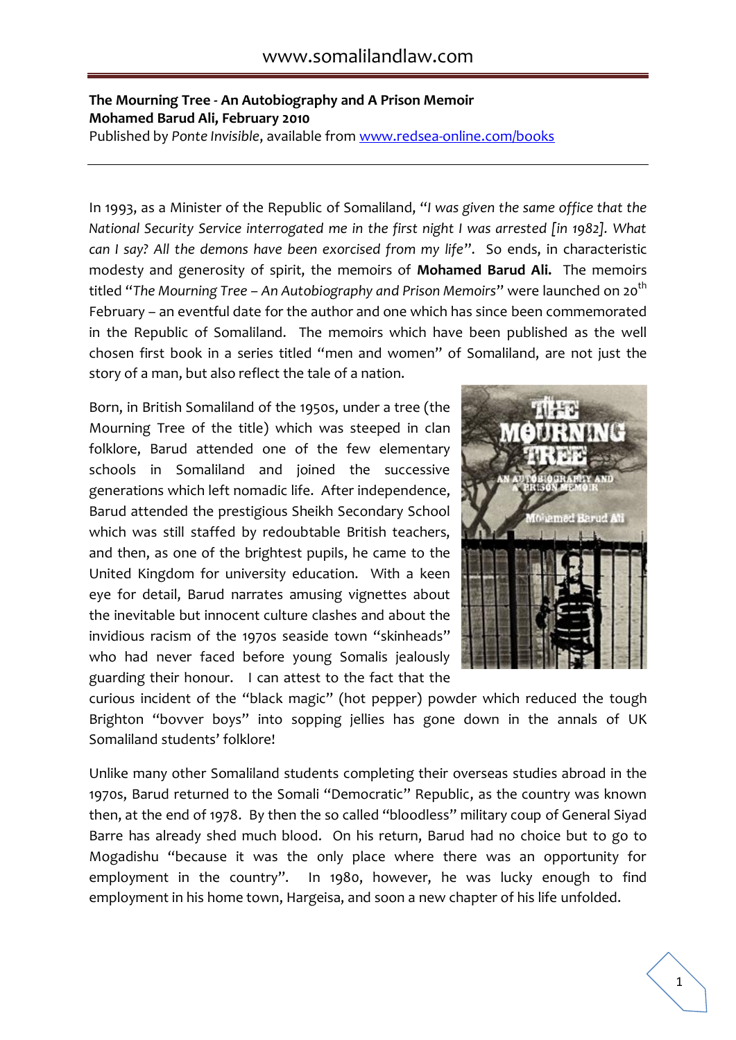**The Mourning Tree - An Autobiography and A Prison Memoir**
**Mohamed Barud Ali, February 2010**
Published by *Ponte Invisible*, available from [www.redsea-online.com/books](www.redsea-online.com/books)

---

In 1993, as a Minister of the Republic of Somaliland, "*I was given the same office that the National Security Service interrogated me in the first night I was arrested [in 1982]. What can I say? All the demons have been exorcised from my life*". So ends, in characteristic modesty and generosity of spirit, the memoirs of **Mohamed Barud Ali.** The memoirs titled "*The Mourning Tree – An Autobiography and Prison Memoirs*" were launched on 20th February – an eventful date for the author and one which has since been commemorated in the Republic of Somaliland. The memoirs which have been published as the well chosen first book in a series titled "men and women" of Somaliland, are not just the story of a man, but also reflect the tale of a nation.

Born, in British Somaliland of the 1950s, under a tree (the Mourning Tree of the title) which was steeped in clan folklore, Barud attended one of the few elementary schools in Somaliland and joined the successive generations which left nomadic life. After independence, Barud attended the prestigious Sheikh Secondary School which was still staffed by redoubtable British teachers, and then, as one of the brightest pupils, he came to the United Kingdom for university education. With a keen eye for detail, Barud narrates amusing vignettes about the inevitable but innocent culture clashes and about the invidious racism of the 1970s seaside town "skinheads" who had never faced before young Somalis jealously guarding their honour. I can attest to the fact that the curious incident of the "black magic" (hot pepper) powder which reduced the tough Brighton "bovver boys" into sopping jellies has gone down in the annals of UK Somaliland students' folklore!

Unlike many other Somaliland students completing their overseas studies abroad in the 1970s, Barud returned to the Somali "Democratic" Republic, as the country was known then, at the end of 1978. By then the so called "bloodless" military coup of General Siyad Barre has already shed much blood. On his return, Barud had no choice but to go to Mogadishu "because it was the only place where there was an opportunity for employment in the country". In 1980, however, he was lucky enough to find employment in his home town, Hargeisa, and soon a new chapter of his life unfolded.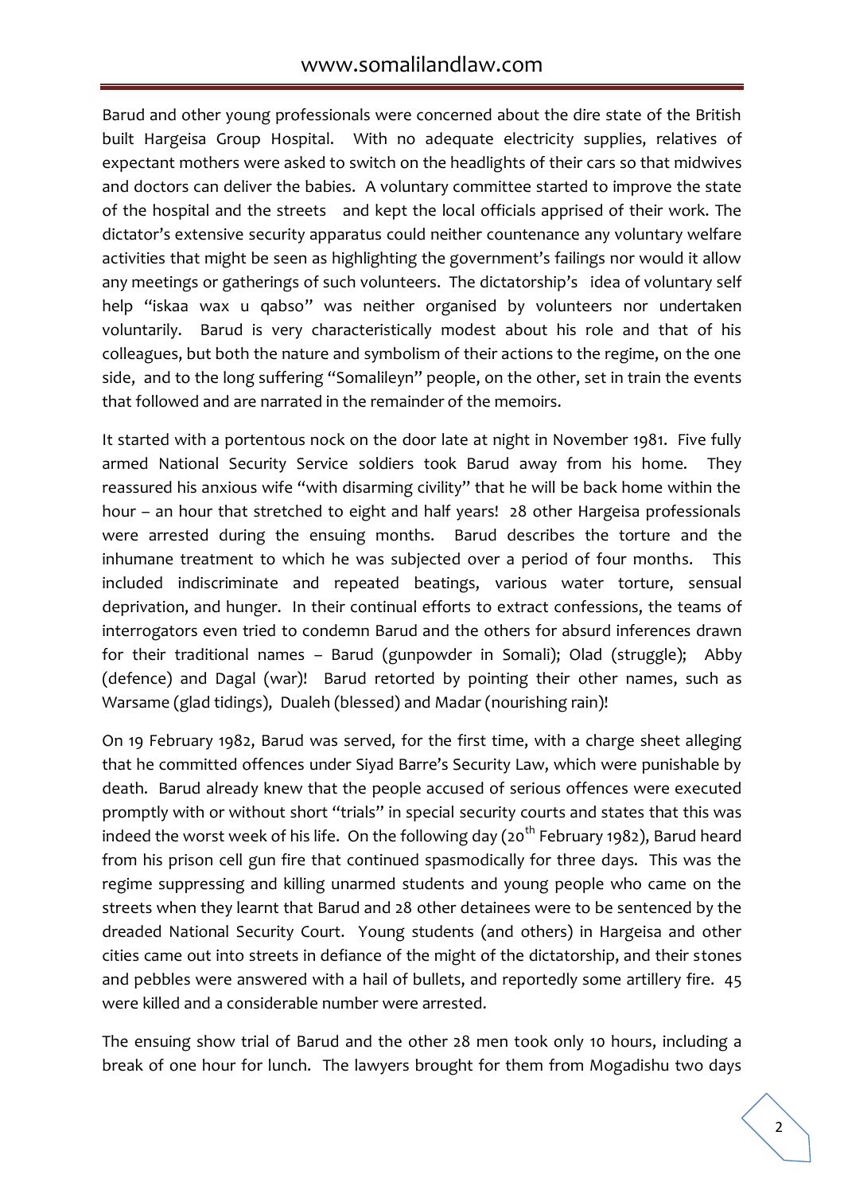Barud and other young professionals were concerned about the dire state of the British built Hargeisa Group Hospital. With no adequate electricity supplies, relatives of expectant mothers were asked to switch on the headlights of their cars so that midwives and doctors can deliver the babies. A voluntary committee started to improve the state of the hospital and the streets and kept the local officials apprised of their work. The dictator's extensive security apparatus could neither countenance any voluntary welfare activities that might be seen as highlighting the government's failings nor would it allow any meetings or gatherings of such volunteers. The dictatorship's idea of voluntary self help "iskaa wax u qabso" was neither organised by volunteers nor undertaken voluntarily. Barud is very characteristically modest about his role and that of his colleagues, but both the nature and symbolism of their actions to the regime, on the one side, and to the long suffering "Somalileyn" people, on the other, set in train the events that followed and are narrated in the remainder of the memoirs.

It started with a portentous nock on the door late at night in November 1981. Five fully armed National Security Service soldiers took Barud away from his home. They reassured his anxious wife "with disarming civility" that he will be back home within the hour – an hour that stretched to eight and half years! 28 other Hargeisa professionals were arrested during the ensuing months. Barud describes the torture and the inhumane treatment to which he was subjected over a period of four months. This included indiscriminate and repeated beatings, various water torture, sensual deprivation, and hunger. In their continual efforts to extract confessions, the teams of interrogators even tried to condemn Barud and the others for absurd inferences drawn for their traditional names – Barud (gunpowder in Somali); Olad (struggle); Abby (defence) and Dagal (war)! Barud retorted by pointing their other names, such as Warsame (glad tidings), Dualeh (blessed) and Madar (nourishing rain)!

On 19 February 1982, Barud was served, for the first time, with a charge sheet alleging that he committed offences under Siyad Barre's Security Law, which were punishable by death. Barud already knew that the people accused of serious offences were executed promptly with or without short "trials" in special security courts and states that this was indeed the worst week of his life. On the following day (20th February 1982), Barud heard from his prison cell gun fire that continued spasmodically for three days. This was the regime suppressing and killing unarmed students and young people who came on the streets when they learnt that Barud and 28 other detainees were to be sentenced by the dreaded National Security Court. Young students (and others) in Hargeisa and other cities came out into streets in defiance of the might of the dictatorship, and their stones and pebbles were answered with a hail of bullets, and reportedly some artillery fire. 45 were killed and a considerable number were arrested.

The ensuing show trial of Barud and the other 28 men took only 10 hours, including a break of one hour for lunch. The lawyers brought for them from Mogadishu two days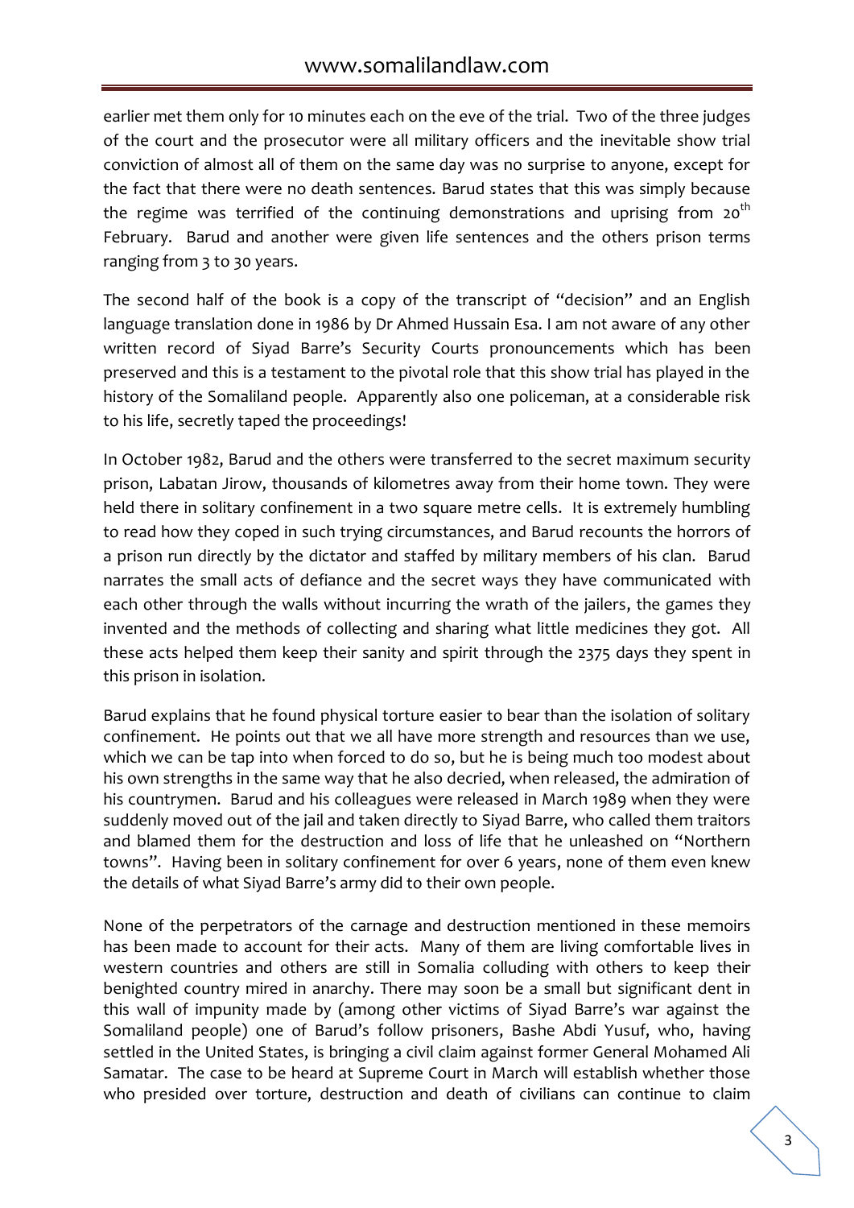earlier met them only for 10 minutes each on the eve of the trial. Two of the three judges of the court and the prosecutor were all military officers and the inevitable show trial conviction of almost all of them on the same day was no surprise to anyone, except for the fact that there were no death sentences. Barud states that this was simply because the regime was terrified of the continuing demonstrations and uprising from 20th February. Barud and another were given life sentences and the others prison terms ranging from 3 to 30 years.

The second half of the book is a copy of the transcript of "decision" and an English language translation done in 1986 by Dr Ahmed Hussain Esa. I am not aware of any other written record of Siyad Barre's Security Courts pronouncements which has been preserved and this is a testament to the pivotal role that this show trial has played in the history of the Somaliland people. Apparently also one policeman, at a considerable risk to his life, secretly taped the proceedings!

In October 1982, Barud and the others were transferred to the secret maximum security prison, Labatan Jirow, thousands of kilometres away from their home town. They were held there in solitary confinement in a two square metre cells. It is extremely humbling to read how they coped in such trying circumstances, and Barud recounts the horrors of a prison run directly by the dictator and staffed by military members of his clan. Barud narrates the small acts of defiance and the secret ways they have communicated with each other through the walls without incurring the wrath of the jailers, the games they invented and the methods of collecting and sharing what little medicines they got. All these acts helped them keep their sanity and spirit through the 2375 days they spent in this prison in isolation.

Barud explains that he found physical torture easier to bear than the isolation of solitary confinement. He points out that we all have more strength and resources than we use, which we can be tap into when forced to do so, but he is being much too modest about his own strengths in the same way that he also decried, when released, the admiration of his countrymen. Barud and his colleagues were released in March 1989 when they were suddenly moved out of the jail and taken directly to Siyad Barre, who called them traitors and blamed them for the destruction and loss of life that he unleashed on "Northern towns". Having been in solitary confinement for over 6 years, none of them even knew the details of what Siyad Barre's army did to their own people.

None of the perpetrators of the carnage and destruction mentioned in these memoirs has been made to account for their acts. Many of them are living comfortable lives in western countries and others are still in Somalia colluding with others to keep their benighted country mired in anarchy. There may soon be a small but significant dent in this wall of impunity made by (among other victims of Siyad Barre's war against the Somaliland people) one of Barud's follow prisoners, Bashe Abdi Yusuf, who, having settled in the United States, is bringing a civil claim against former General Mohamed Ali Samatar. The case to be heard at Supreme Court in March will establish whether those who presided over torture, destruction and death of civilians can continue to claim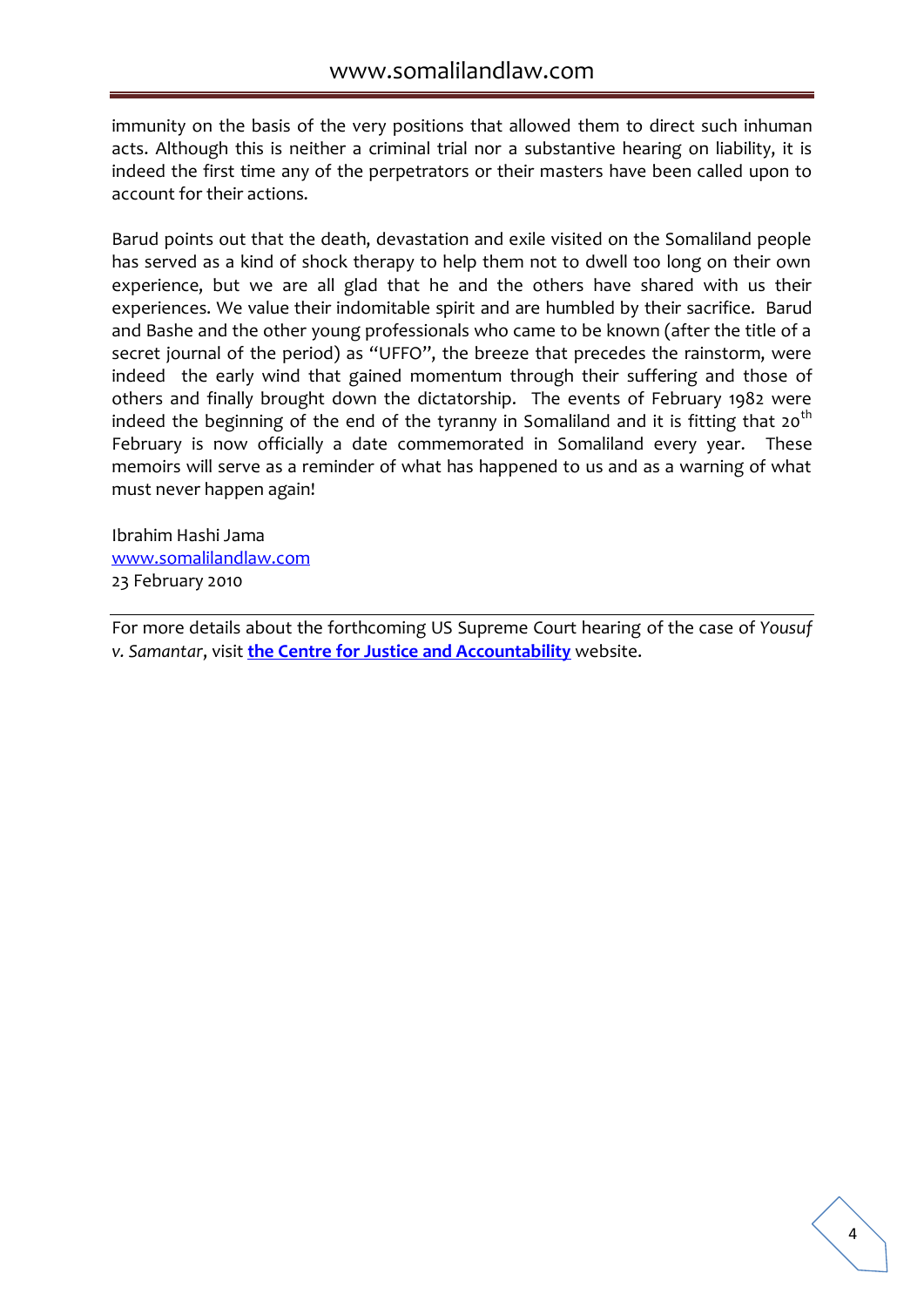immunity on the basis of the very positions that allowed them to direct such inhuman acts. Although this is neither a criminal trial nor a substantive hearing on liability, it is indeed the first time any of the perpetrators or their masters have been called upon to account for their actions.

Barud points out that the death, devastation and exile visited on the Somaliland people has served as a kind of shock therapy to help them not to dwell too long on their own experience, but we are all glad that he and the others have shared with us their experiences. We value their indomitable spirit and are humbled by their sacrifice. Barud and Bashe and the other young professionals who came to be known (after the title of a secret journal of the period) as "UFFO", the breeze that precedes the rainstorm, were indeed the early wind that gained momentum through their suffering and those of others and finally brought down the dictatorship. The events of February 1982 were indeed the beginning of the end of the tyranny in Somaliland and it is fitting that 20th February is now officially a date commemorated in Somaliland every year. These memoirs will serve as a reminder of what has happened to us and as a warning of what must never happen again!

Ibrahim Hashi Jama
www.somalilandlaw.com
23 February 2010

---

For more details about the forthcoming US Supreme Court hearing of the case of *Yousuf v. Samantar*, visit **the Centre for Justice and Accountability** website.